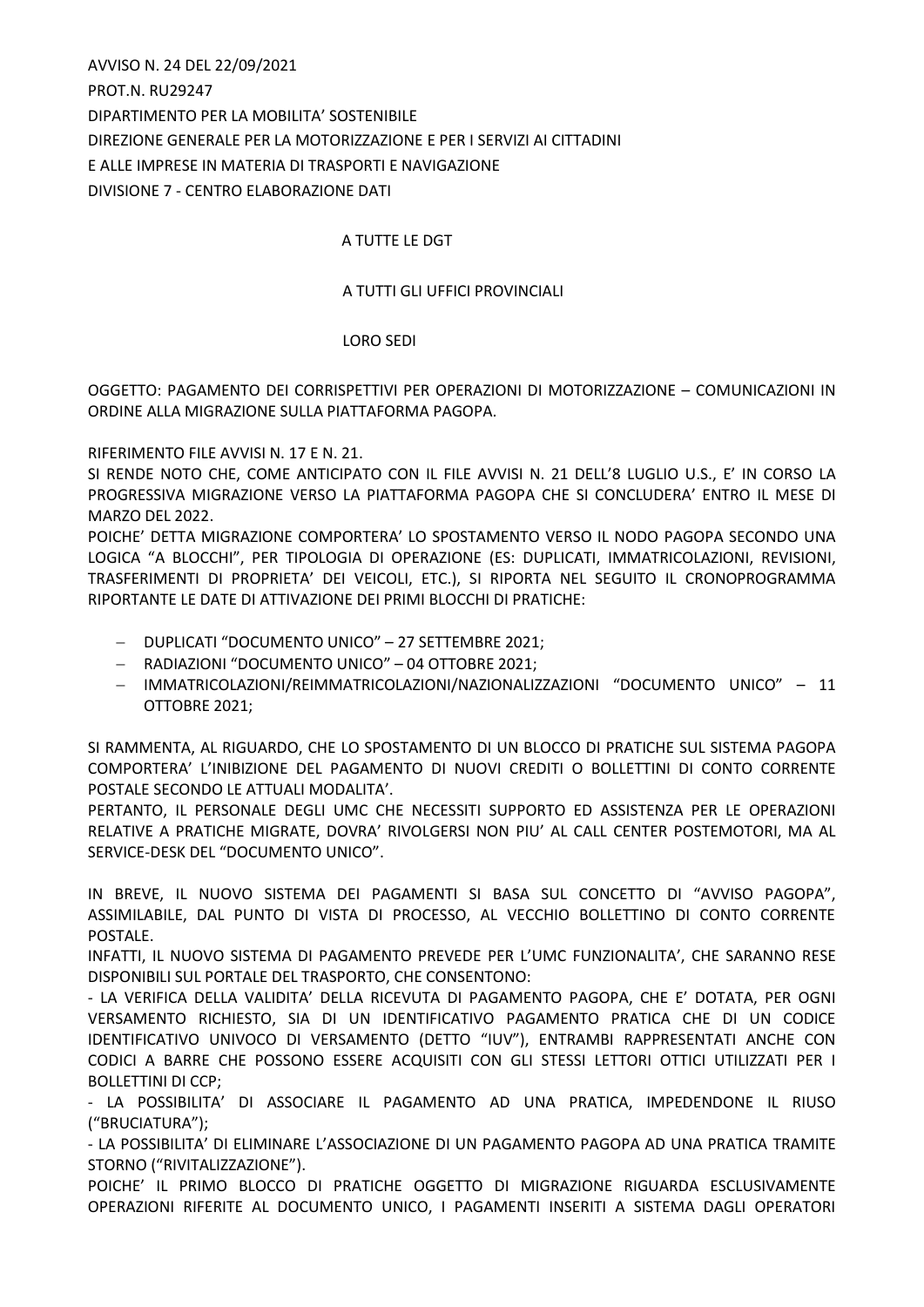AVVISO N. 24 DEL 22/09/2021

PROT.N. RU29247

DIPARTIMENTO PER LA MOBILITA' SOSTENIBILE

DIREZIONE GENERALE PER LA MOTORIZZAZIONE E PER I SERVIZI AI CITTADINI

E ALLE IMPRESE IN MATERIA DI TRASPORTI E NAVIGAZIONE

DIVISIONE 7 - CENTRO ELABORAZIONE DATI

A TUTTE LE DGT

A TUTTI GLI UFFICI PROVINCIALI

LORO SEDI

OGGETTO: PAGAMENTO DEI CORRISPETTIVI PER OPERAZIONI DI MOTORIZZAZIONE – COMUNICAZIONI IN ORDINE ALLA MIGRAZIONE SULLA PIATTAFORMA PAGOPA.

RIFERIMENTO FILE AVVISI N. 17 E N. 21.

SI RENDE NOTO CHE, COME ANTICIPATO CON IL FILE AVVISI N. 21 DELL'8 LUGLIO U.S., E' IN CORSO LA PROGRESSIVA MIGRAZIONE VERSO LA PIATTAFORMA PAGOPA CHE SI CONCLUDERA' ENTRO IL MESE DI MARZO DEL 2022.

POICHE' DETTA MIGRAZIONE COMPORTERA' LO SPOSTAMENTO VERSO IL NODO PAGOPA SECONDO UNA LOGICA "A BLOCCHI", PER TIPOLOGIA DI OPERAZIONE (ES: DUPLICATI, IMMATRICOLAZIONI, REVISIONI, TRASFERIMENTI DI PROPRIETA' DEI VEICOLI, ETC.), SI RIPORTA NEL SEGUITO IL CRONOPROGRAMMA RIPORTANTE LE DATE DI ATTIVAZIONE DEI PRIMI BLOCCHI DI PRATICHE:

- DUPLICATI "DOCUMENTO UNICO" – 27 SETTEMBRE 2021;
- RADIAZIONI "DOCUMENTO UNICO" – 04 OTTOBRE 2021;
- IMMATRICOLAZIONI/REIMMATRICOLAZIONI/NAZIONALIZZAZIONI "DOCUMENTO UNICO" – 11 OTTOBRE 2021;

SI RAMMENTA, AL RIGUARDO, CHE LO SPOSTAMENTO DI UN BLOCCO DI PRATICHE SUL SISTEMA PAGOPA COMPORTERA' L'INIBIZIONE DEL PAGAMENTO DI NUOVI CREDITI O BOLLETTINI DI CONTO CORRENTE POSTALE SECONDO LE ATTUALI MODALITA'.

PERTANTO, IL PERSONALE DEGLI UMC CHE NECESSITI SUPPORTO ED ASSISTENZA PER LE OPERAZIONI RELATIVE A PRATICHE MIGRATE, DOVRA' RIVOLGERSI NON PIU' AL CALL CENTER POSTEMOTORI, MA AL SERVICE-DESK DEL "DOCUMENTO UNICO".

IN BREVE, IL NUOVO SISTEMA DEI PAGAMENTI SI BASA SUL CONCETTO DI "AVVISO PAGOPA", ASSIMILABILE, DAL PUNTO DI VISTA DI PROCESSO, AL VECCHIO BOLLETTINO DI CONTO CORRENTE POSTALE.

INFATTI, IL NUOVO SISTEMA DI PAGAMENTO PREVEDE PER L'UMC FUNZIONALITA', CHE SARANNO RESE DISPONIBILI SUL PORTALE DEL TRASPORTO, CHE CONSENTONO:

- LA VERIFICA DELLA VALIDITA' DELLA RICEVUTA DI PAGAMENTO PAGOPA, CHE E' DOTATA, PER OGNI VERSAMENTO RICHIESTO, SIA DI UN IDENTIFICATIVO PAGAMENTO PRATICA CHE DI UN CODICE IDENTIFICATIVO UNIVOCO DI VERSAMENTO (DETTO "IUV"), ENTRAMBI RAPPRESENTATI ANCHE CON CODICI A BARRE CHE POSSONO ESSERE ACQUISITI CON GLI STESSI LETTORI OTTICI UTILIZZATI PER I BOLLETTINI DI CCP;
- LA POSSIBILITA' DI ASSOCIARE IL PAGAMENTO AD UNA PRATICA, IMPEDENDONE IL RIUSO ("BRUCIATURA");
- LA POSSIBILITA' DI ELIMINARE L'ASSOCIAZIONE DI UN PAGAMENTO PAGOPA AD UNA PRATICA TRAMITE STORNO ("RIVITALIZZAZIONE").

POICHE' IL PRIMO BLOCCO DI PRATICHE OGGETTO DI MIGRAZIONE RIGUARDA ESCLUSIVAMENTE OPERAZIONI RIFERITE AL DOCUMENTO UNICO, I PAGAMENTI INSERITI A SISTEMA DAGLI OPERATORI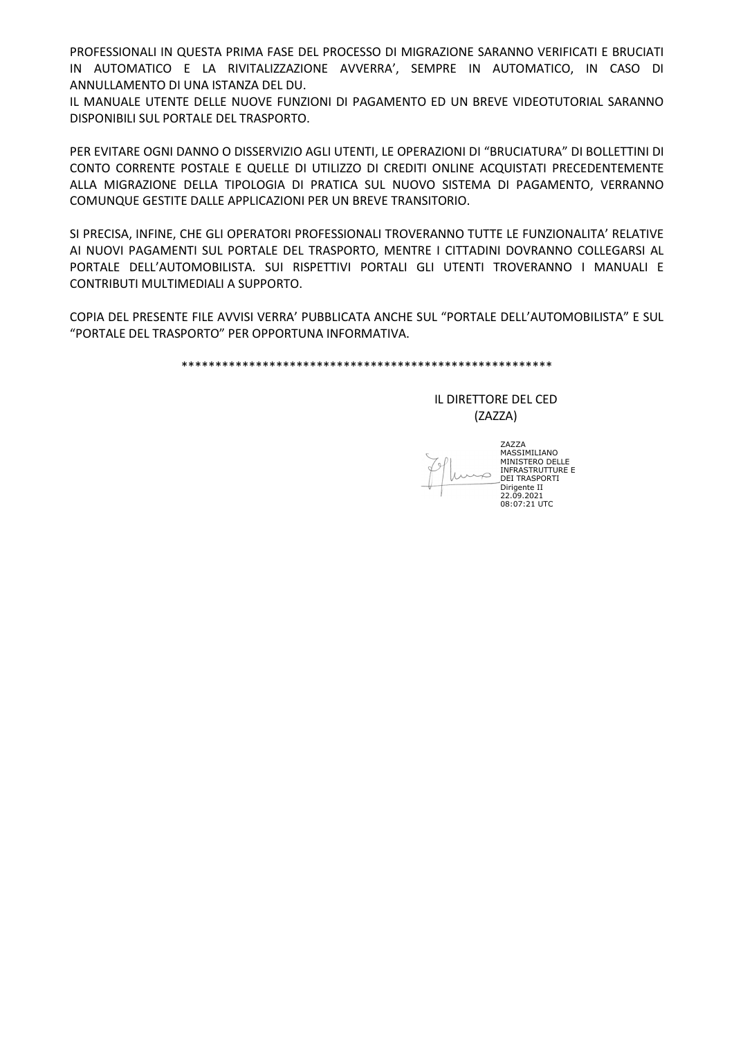PROFESSIONALI IN QUESTA PRIMA FASE DEL PROCESSO DI MIGRAZIONE SARANNO VERIFICATI E BRUCIATI IN AUTOMATICO E LA RIVITALIZZAZIONE AVVERRA', SEMPRE IN AUTOMATICO, IN CASO DI ANNULLAMENTO DI UNA ISTANZA DEL DU.
IL MANUALE UTENTE DELLE NUOVE FUNZIONI DI PAGAMENTO ED UN BREVE VIDEOTUTORIAL SARANNO DISPONIBILI SUL PORTALE DEL TRASPORTO.

PER EVITARE OGNI DANNO O DISSERVIZIO AGLI UTENTI, LE OPERAZIONI DI "BRUCIATURA" DI BOLLETTINI DI CONTO CORRENTE POSTALE E QUELLE DI UTILIZZO DI CREDITI ONLINE ACQUISTATI PRECEDENTEMENTE ALLA MIGRAZIONE DELLA TIPOLOGIA DI PRATICA SUL NUOVO SISTEMA DI PAGAMENTO, VERRANNO COMUNQUE GESTITE DALLE APPLICAZIONI PER UN BREVE TRANSITORIO.

SI PRECISA, INFINE, CHE GLI OPERATORI PROFESSIONALI TROVERANNO TUTTE LE FUNZIONALITA' RELATIVE AI NUOVI PAGAMENTI SUL PORTALE DEL TRASPORTO, MENTRE I CITTADINI DOVRANNO COLLEGARSI AL PORTALE DELL'AUTOMOBILISTA. SUI RISPETTIVI PORTALI GLI UTENTI TROVERANNO I MANUALI E CONTRIBUTI MULTIMEDIALI A SUPPORTO.

COPIA DEL PRESENTE FILE AVVISI VERRA' PUBBLICATA ANCHE SUL "PORTALE DELL'AUTOMOBILISTA" E SUL "PORTALE DEL TRASPORTO" PER OPPORTUNA INFORMATIVA.

*******************************************************

IL DIRETTORE DEL CED
(ZAZZA)

ZAZZA
MASSIMILIANO
MINISTERO DELLE
INFRASTRUTTURE E
DEI TRASPORTI
Dirigente II
22.09.2021
08:07:21 UTC